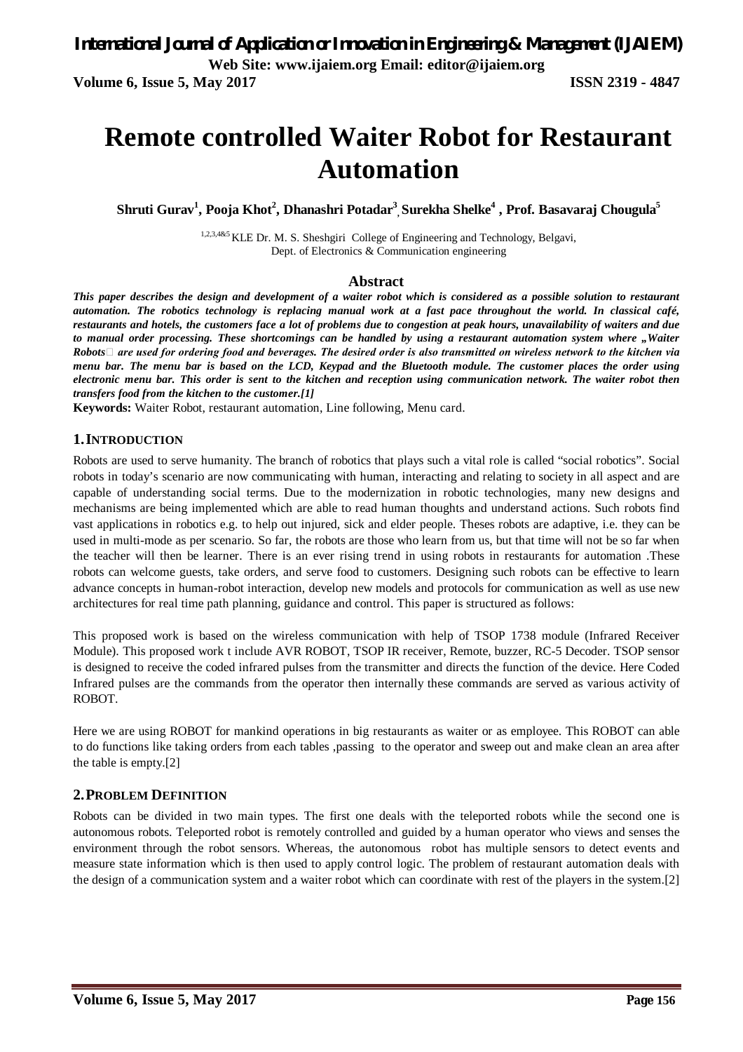# Remote controlled Waiter Robot for Restaurant Automation

**Shruti Gurav[1], Pooja Khot[2], Dhanashri Potadar[3], Surekha Shelke[4] , Prof. Basavaraj Chougula[5]**

[1,2,3,4&5] KLE Dr. M. S. Sheshgiri College of Engineering and Technology, Belgavi,
Dept. of Electronics & Communication engineering

## Abstract

***This paper describes the design and development of a waiter robot which is considered as a possible solution to restaurant automation. The robotics technology is replacing manual work at a fast pace throughout the world. In classical café, restaurants and hotels, the customers face a lot of problems due to congestion at peak hours, unavailability of waiters and due to manual order processing. These shortcomings can be handled by using a restaurant automation system where „Waiter Robots□ are used for ordering food and beverages. The desired order is also transmitted on wireless network to the kitchen via menu bar. The menu bar is based on the LCD, Keypad and the Bluetooth module. The customer places the order using electronic menu bar. This order is sent to the kitchen and reception using communication network. The waiter robot then transfers food from the kitchen to the customer.[1]***

**Keywords:** Waiter Robot, restaurant automation, Line following, Menu card.

## 1. INTRODUCTION

Robots are used to serve humanity. The branch of robotics that plays such a vital role is called "social robotics". Social robots in today's scenario are now communicating with human, interacting and relating to society in all aspect and are capable of understanding social terms. Due to the modernization in robotic technologies, many new designs and mechanisms are being implemented which are able to read human thoughts and understand actions. Such robots find vast applications in robotics e.g. to help out injured, sick and elder people. Theses robots are adaptive, i.e. they can be used in multi-mode as per scenario. So far, the robots are those who learn from us, but that time will not be so far when the teacher will then be learner. There is an ever rising trend in using robots in restaurants for automation .These robots can welcome guests, take orders, and serve food to customers. Designing such robots can be effective to learn advance concepts in human-robot interaction, develop new models and protocols for communication as well as use new architectures for real time path planning, guidance and control. This paper is structured as follows:

This proposed work is based on the wireless communication with help of TSOP 1738 module (Infrared Receiver Module). This proposed work t include AVR ROBOT, TSOP IR receiver, Remote, buzzer, RC-5 Decoder. TSOP sensor is designed to receive the coded infrared pulses from the transmitter and directs the function of the device. Here Coded Infrared pulses are the commands from the operator then internally these commands are served as various activity of ROBOT.

Here we are using ROBOT for mankind operations in big restaurants as waiter or as employee. This ROBOT can able to do functions like taking orders from each tables ,passing to the operator and sweep out and make clean an area after the table is empty.[2]

## 2. PROBLEM DEFINITION

Robots can be divided in two main types. The first one deals with the teleported robots while the second one is autonomous robots. Teleported robot is remotely controlled and guided by a human operator who views and senses the environment through the robot sensors. Whereas, the autonomous robot has multiple sensors to detect events and measure state information which is then used to apply control logic. The problem of restaurant automation deals with the design of a communication system and a waiter robot which can coordinate with rest of the players in the system.[2]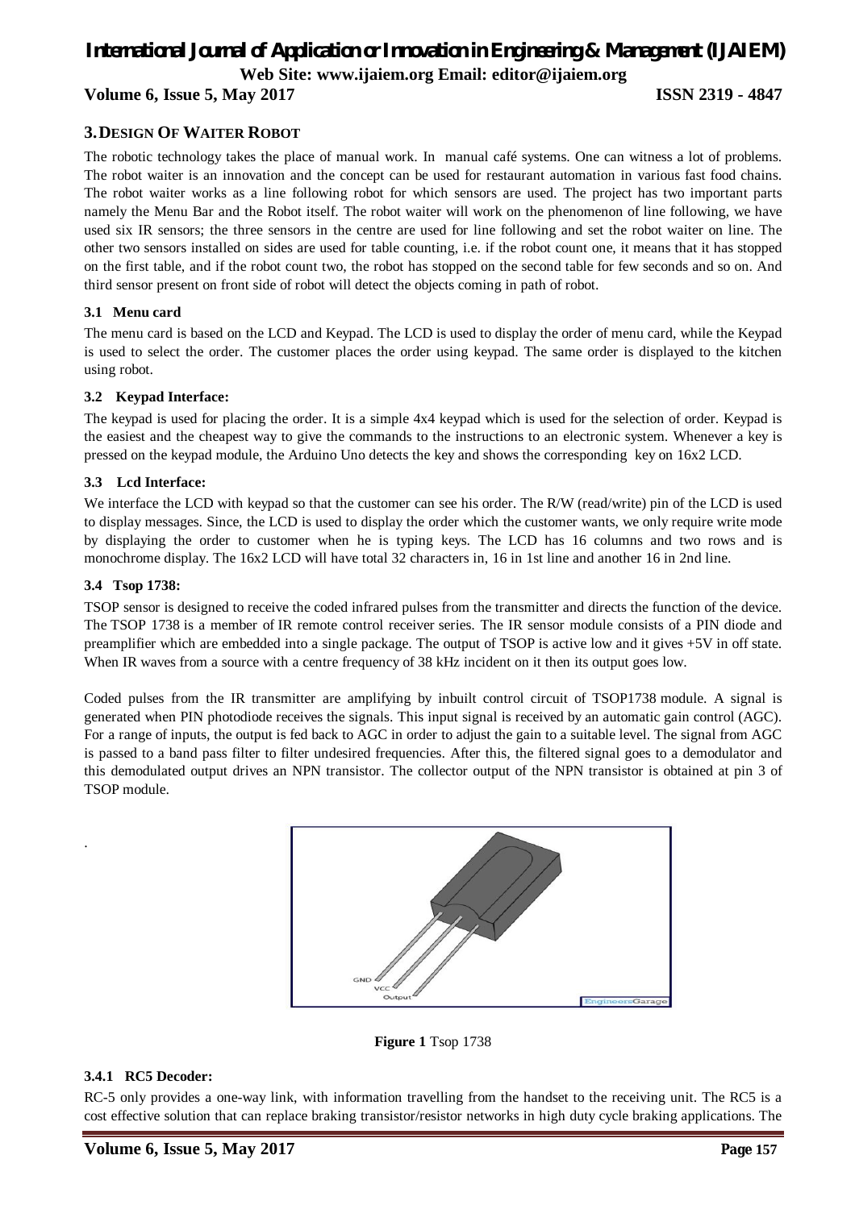## 3. DESIGN OF WAITER ROBOT

The robotic technology takes the place of manual work. In manual café systems. One can witness a lot of problems. The robot waiter is an innovation and the concept can be used for restaurant automation in various fast food chains. The robot waiter works as a line following robot for which sensors are used. The project has two important parts namely the Menu Bar and the Robot itself. The robot waiter will work on the phenomenon of line following, we have used six IR sensors; the three sensors in the centre are used for line following and set the robot waiter on line. The other two sensors installed on sides are used for table counting, i.e. if the robot count one, it means that it has stopped on the first table, and if the robot count two, the robot has stopped on the second table for few seconds and so on. And third sensor present on front side of robot will detect the objects coming in path of robot.

### 3.1 Menu card

The menu card is based on the LCD and Keypad. The LCD is used to display the order of menu card, while the Keypad is used to select the order. The customer places the order using keypad. The same order is displayed to the kitchen using robot.

### 3.2 Keypad Interface:

The keypad is used for placing the order. It is a simple 4x4 keypad which is used for the selection of order. Keypad is the easiest and the cheapest way to give the commands to the instructions to an electronic system. Whenever a key is pressed on the keypad module, the Arduino Uno detects the key and shows the corresponding key on 16x2 LCD.

### 3.3 Lcd Interface:

We interface the LCD with keypad so that the customer can see his order. The R/W (read/write) pin of the LCD is used to display messages. Since, the LCD is used to display the order which the customer wants, we only require write mode by displaying the order to customer when he is typing keys. The LCD has 16 columns and two rows and is monochrome display. The 16x2 LCD will have total 32 characters in, 16 in 1st line and another 16 in 2nd line.

### 3.4 Tsop 1738:

TSOP sensor is designed to receive the coded infrared pulses from the transmitter and directs the function of the device. The TSOP 1738 is a member of IR remote control receiver series. The IR sensor module consists of a PIN diode and preamplifier which are embedded into a single package. The output of TSOP is active low and it gives +5V in off state. When IR waves from a source with a centre frequency of 38 kHz incident on it then its output goes low.

Coded pulses from the IR transmitter are amplifying by inbuilt control circuit of TSOP1738 module. A signal is generated when PIN photodiode receives the signals. This input signal is received by an automatic gain control (AGC). For a range of inputs, the output is fed back to AGC in order to adjust the gain to a suitable level. The signal from AGC is passed to a band pass filter to filter undesired frequencies. After this, the filtered signal goes to a demodulator and this demodulated output drives an NPN transistor. The collector output of the NPN transistor is obtained at pin 3 of TSOP module.

GND
VCC
Output
EngineersGarage

**Figure 1** Tsop 1738

#### 3.4.1 RC5 Decoder:

RC-5 only provides a one-way link, with information travelling from the handset to the receiving unit. The RC5 is a cost effective solution that can replace braking transistor/resistor networks in high duty cycle braking applications. The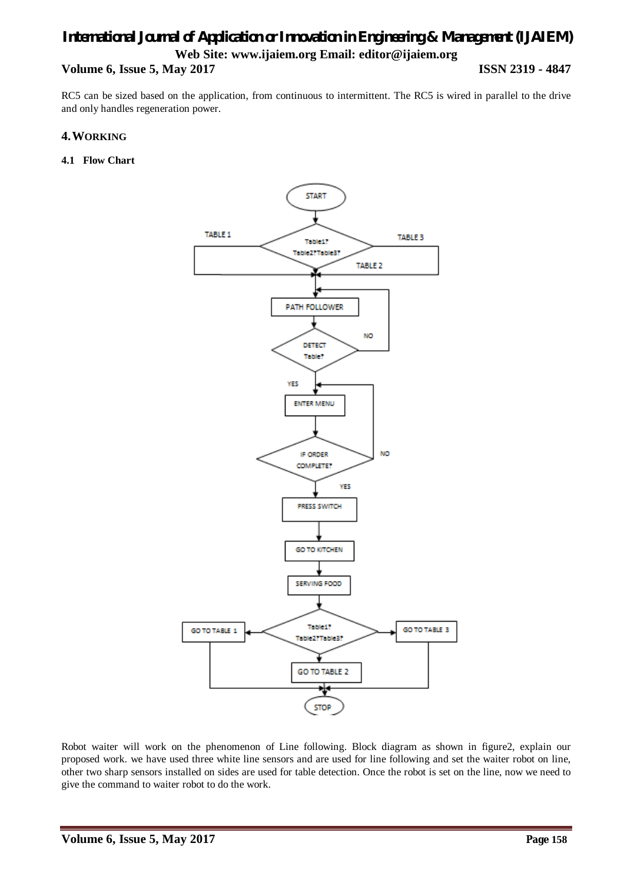RC5 can be sized based on the application, from continuous to intermittent. The RC5 is wired in parallel to the drive and only handles regeneration power.

## 4. WORKING

### 4.1 Flow Chart

START

TABLE 1

Table1?

Table2?Table3?

TABLE 3

TABLE 2

PATH FOLLOWER

DETECT

Table?

NO

YES

ENTER MENU

IF ORDER

COMPLETE?

NO

YES

PRESS SWITCH

GO TO KITCHEN

SERVING FOOD

GO TO TABLE 1

Table1?

Table2?Table3?

GO TO TABLE 3

GO TO TABLE 2

STOP

Robot waiter will work on the phenomenon of Line following. Block diagram as shown in figure2, explain our proposed work. we have used three white line sensors and are used for line following and set the waiter robot on line, other two sharp sensors installed on sides are used for table detection. Once the robot is set on the line, now we need to give the command to waiter robot to do the work.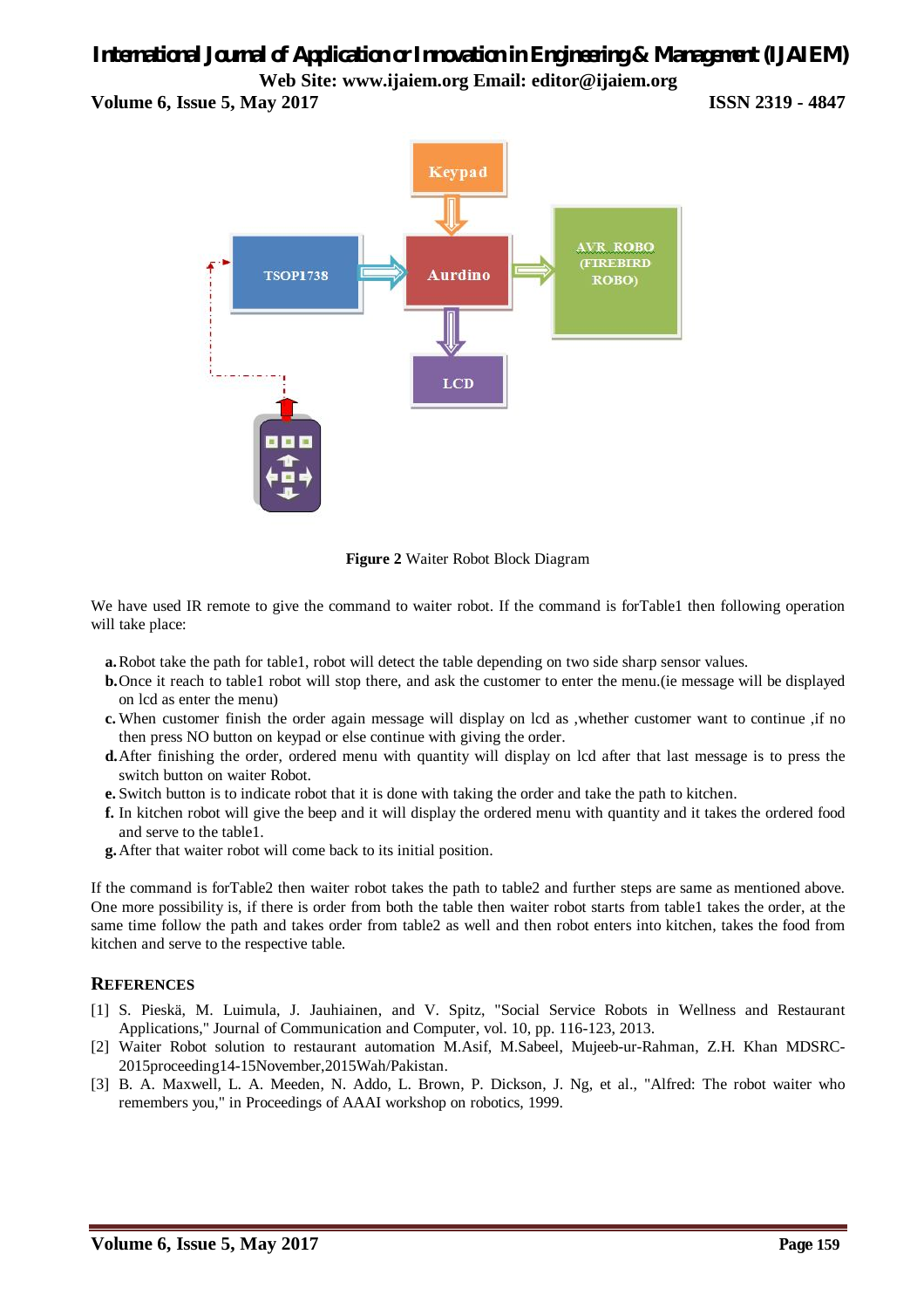**Figure 2** Waiter Robot Block Diagram

We have used IR remote to give the command to waiter robot. If the command is forTable1 then following operation will take place:

- **a.** Robot take the path for table1, robot will detect the table depending on two side sharp sensor values.
- **b.** Once it reach to table1 robot will stop there, and ask the customer to enter the menu.(ie message will be displayed on lcd as enter the menu)
- **c.** When customer finish the order again message will display on lcd as ,whether customer want to continue ,if no then press NO button on keypad or else continue with giving the order.
- **d.** After finishing the order, ordered menu with quantity will display on lcd after that last message is to press the switch button on waiter Robot.
- **e.** Switch button is to indicate robot that it is done with taking the order and take the path to kitchen.
- **f.** In kitchen robot will give the beep and it will display the ordered menu with quantity and it takes the ordered food and serve to the table1.
- **g.** After that waiter robot will come back to its initial position.

If the command is forTable2 then waiter robot takes the path to table2 and further steps are same as mentioned above. One more possibility is, if there is order from both the table then waiter robot starts from table1 takes the order, at the same time follow the path and takes order from table2 as well and then robot enters into kitchen, takes the food from kitchen and serve to the respective table.

## REFERENCES

[1] S. Pieskä, M. Luimula, J. Jauhiainen, and V. Spitz, "Social Service Robots in Wellness and Restaurant Applications," Journal of Communication and Computer, vol. 10, pp. 116-123, 2013.

[2] Waiter Robot solution to restaurant automation M.Asif, M.Sabeel, Mujeeb-ur-Rahman, Z.H. Khan MDSRC-2015proceeding14-15November,2015Wah/Pakistan.

[3] B. A. Maxwell, L. A. Meeden, N. Addo, L. Brown, P. Dickson, J. Ng, et al., "Alfred: The robot waiter who remembers you," in Proceedings of AAAI workshop on robotics, 1999.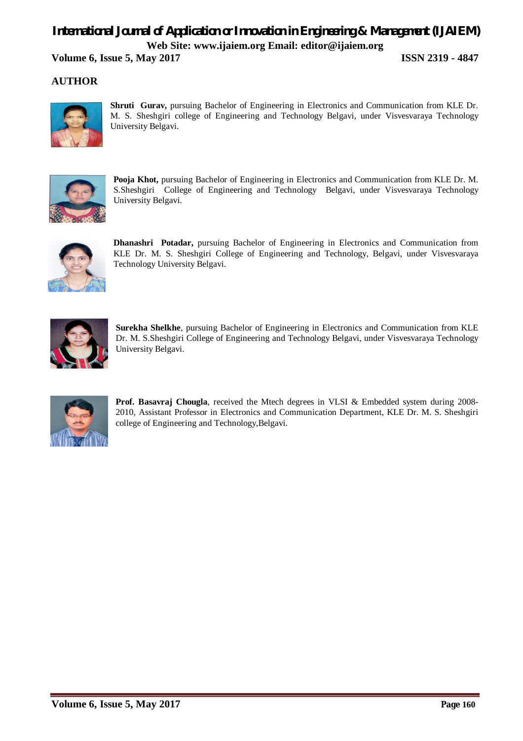## AUTHOR

**Shruti Gurav,** pursuing Bachelor of Engineering in Electronics and Communication from KLE Dr. M. S. Sheshgiri college of Engineering and Technology Belgavi, under Visvesvaraya Technology University Belgavi.

**Pooja Khot,** pursuing Bachelor of Engineering in Electronics and Communication from KLE Dr. M. S.Sheshgiri College of Engineering and Technology Belgavi, under Visvesvaraya Technology University Belgavi.

**Dhanashri Potadar,** pursuing Bachelor of Engineering in Electronics and Communication from KLE Dr. M. S. Sheshgiri College of Engineering and Technology, Belgavi, under Visvesvaraya Technology University Belgavi.

**Surekha Shelkhe**, pursuing Bachelor of Engineering in Electronics and Communication from KLE Dr. M. S.Sheshgiri College of Engineering and Technology Belgavi, under Visvesvaraya Technology University Belgavi.

**Prof. Basavraj Chougla**, received the Mtech degrees in VLSI & Embedded system during 2008-2010, Assistant Professor in Electronics and Communication Department, KLE Dr. M. S. Sheshgiri college of Engineering and Technology,Belgavi.